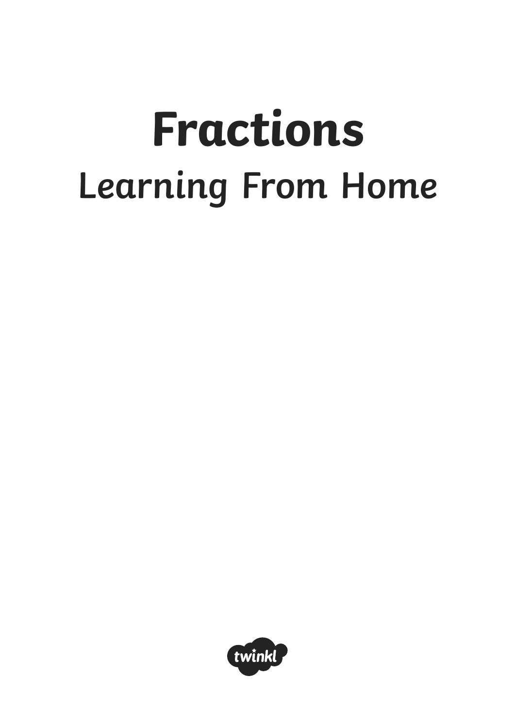# Fractions

## Learning From Home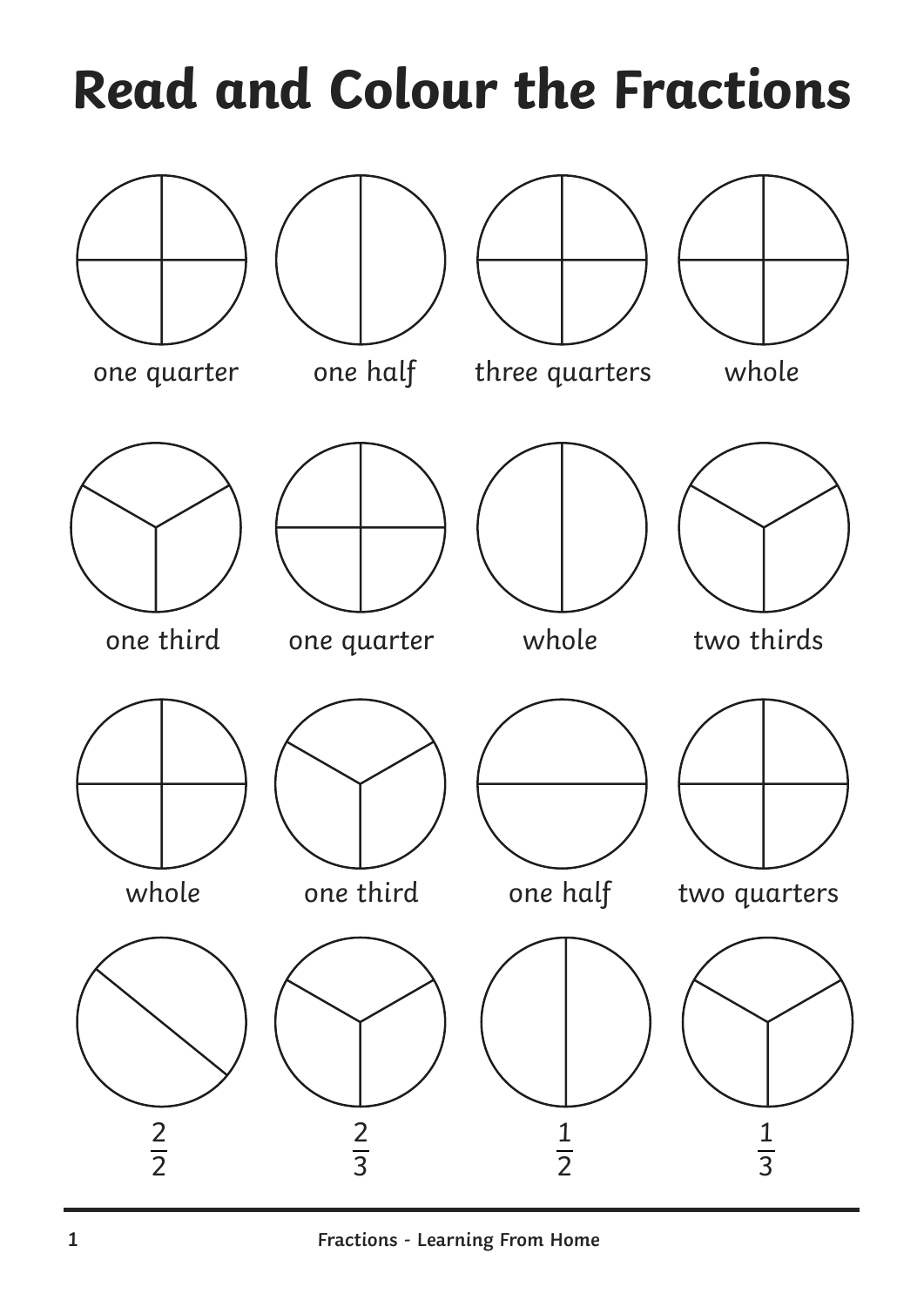# Read and Colour the Fractions

one quarter

one half

three quarters

whole

one third

one quarter

whole

two thirds

whole

one third

one half

two quarters

$\frac{2}{2}$

$\frac{2}{3}$

$\frac{1}{2}$

$\frac{1}{3}$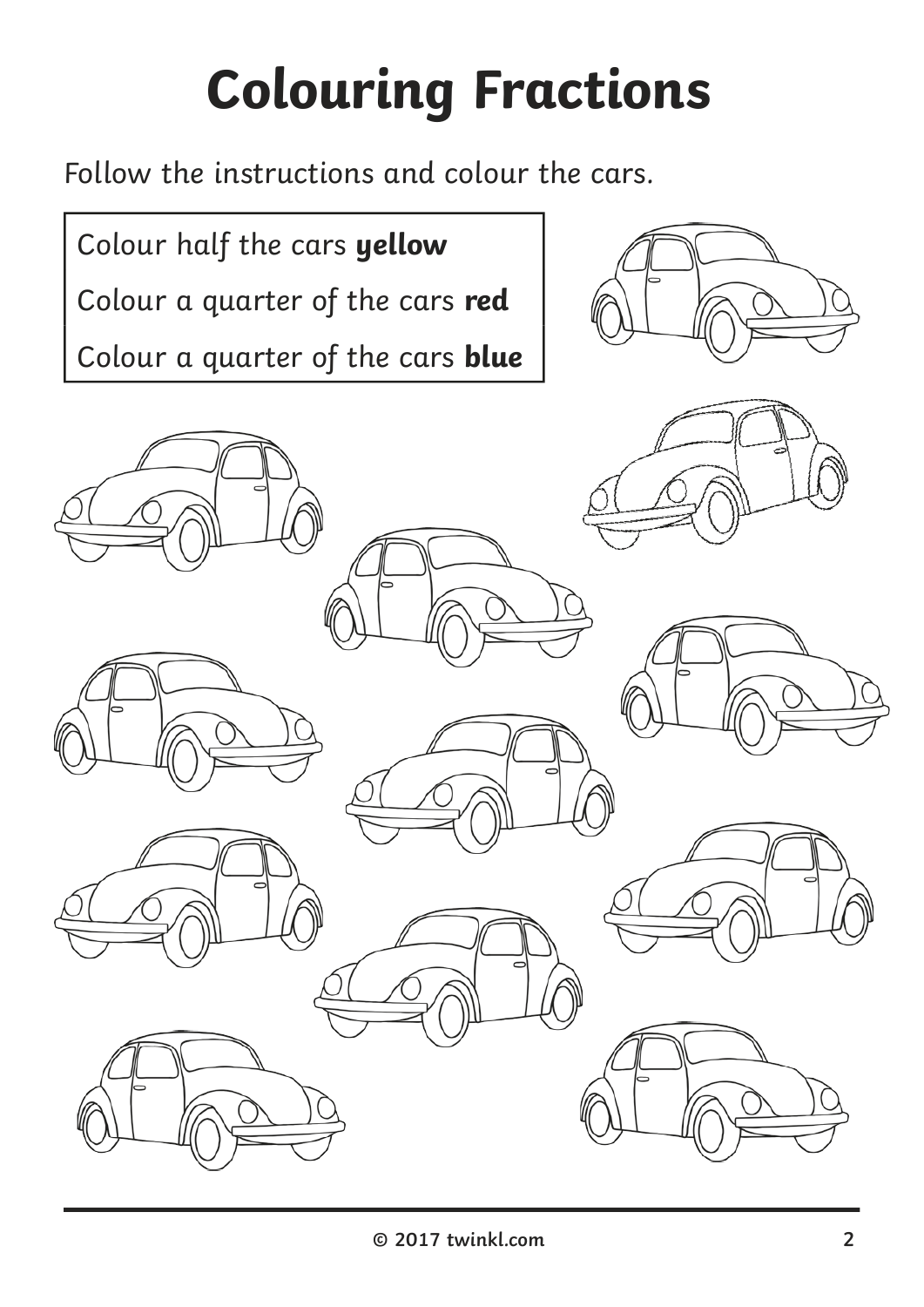# Colouring Fractions

Follow the instructions and colour the cars.

Colour half the cars **yellow**

Colour a quarter of the cars **red**

Colour a quarter of the cars **blue**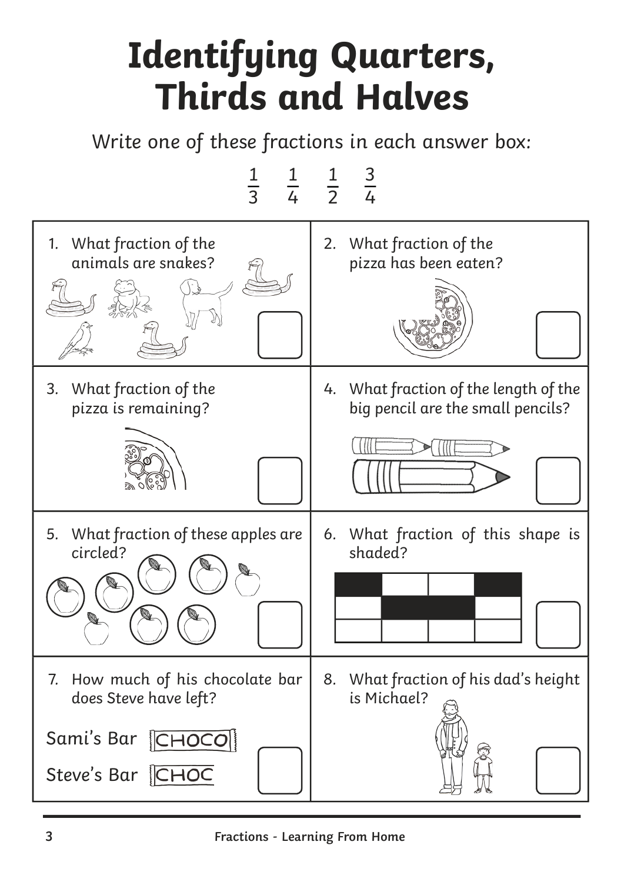# Identifying Quarters, Thirds and Halves

Write one of these fractions in each answer box:

$\frac{1}{3}$ $\frac{1}{4}$ $\frac{1}{2}$ $\frac{3}{4}$

1. What fraction of the animals are snakes?

2. What fraction of the pizza has been eaten?

3. What fraction of the pizza is remaining?

4. What fraction of the length of the big pencil are the small pencils?

5. What fraction of these apples are circled?

6. What fraction of this shape is shaded?

7. How much of his chocolate bar does Steve have left?

   Sami's Bar CHOCO

   Steve's Bar CHOC

8. What fraction of his dad's height is Michael?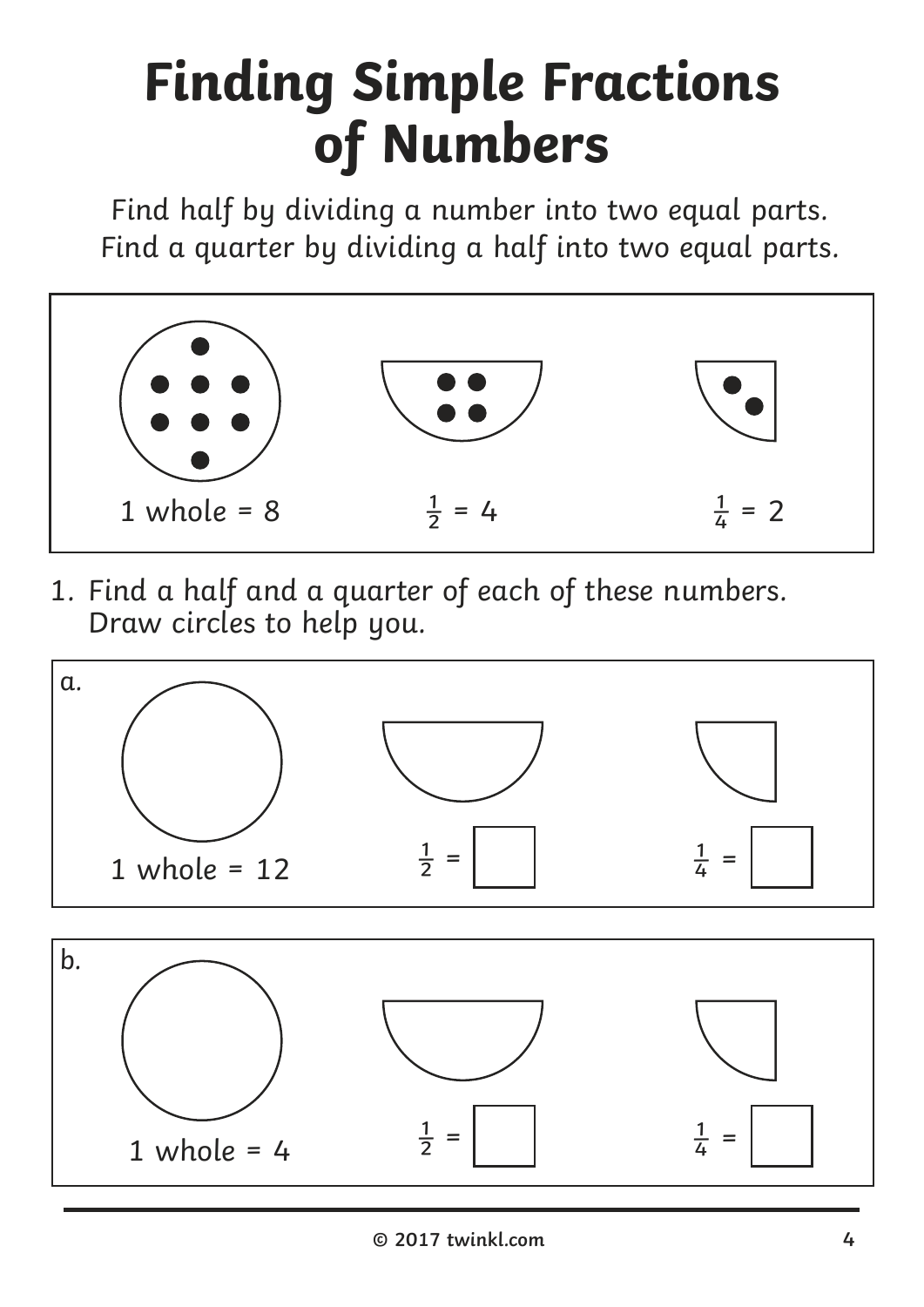# Finding Simple Fractions of Numbers

Find half by dividing a number into two equal parts.
Find a quarter by dividing a half into two equal parts.

1 whole = 8 $\frac{1}{2}$ = 4 $\frac{1}{4}$ = 2

1. Find a half and a quarter of each of these numbers. Draw circles to help you.

a.

1 whole = 12 $\frac{1}{2}$ = ☐ $\frac{1}{4}$ = ☐

b.

1 whole = 4 $\frac{1}{2}$ = ☐ $\frac{1}{4}$ = ☐

© 2017 twinkl.com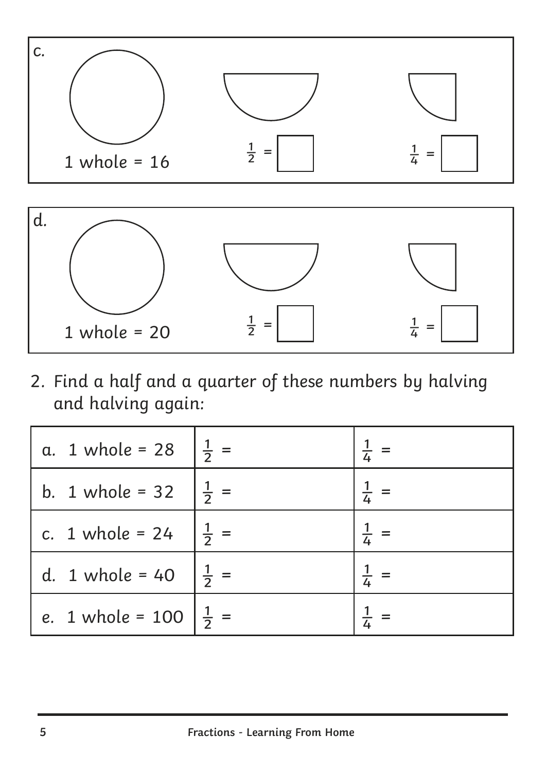c.

1 whole = 16

$\frac{1}{2}$ = ☐

$\frac{1}{4}$ = ☐

d.

1 whole = 20

$\frac{1}{2}$ = ☐

$\frac{1}{4}$ = ☐

2. *Find a half and a quarter of these numbers by halving and halving again:*

| | | |
|---|---|---|
| a. 1 whole = 28 | $\frac{1}{2}$ = | $\frac{1}{4}$ = |
| b. 1 whole = 32 | $\frac{1}{2}$ = | $\frac{1}{4}$ = |
| c. 1 whole = 24 | $\frac{1}{2}$ = | $\frac{1}{4}$ = |
| d. 1 whole = 40 | $\frac{1}{2}$ = | $\frac{1}{4}$ = |
| e. 1 whole = 100 | $\frac{1}{2}$ = | $\frac{1}{4}$ = |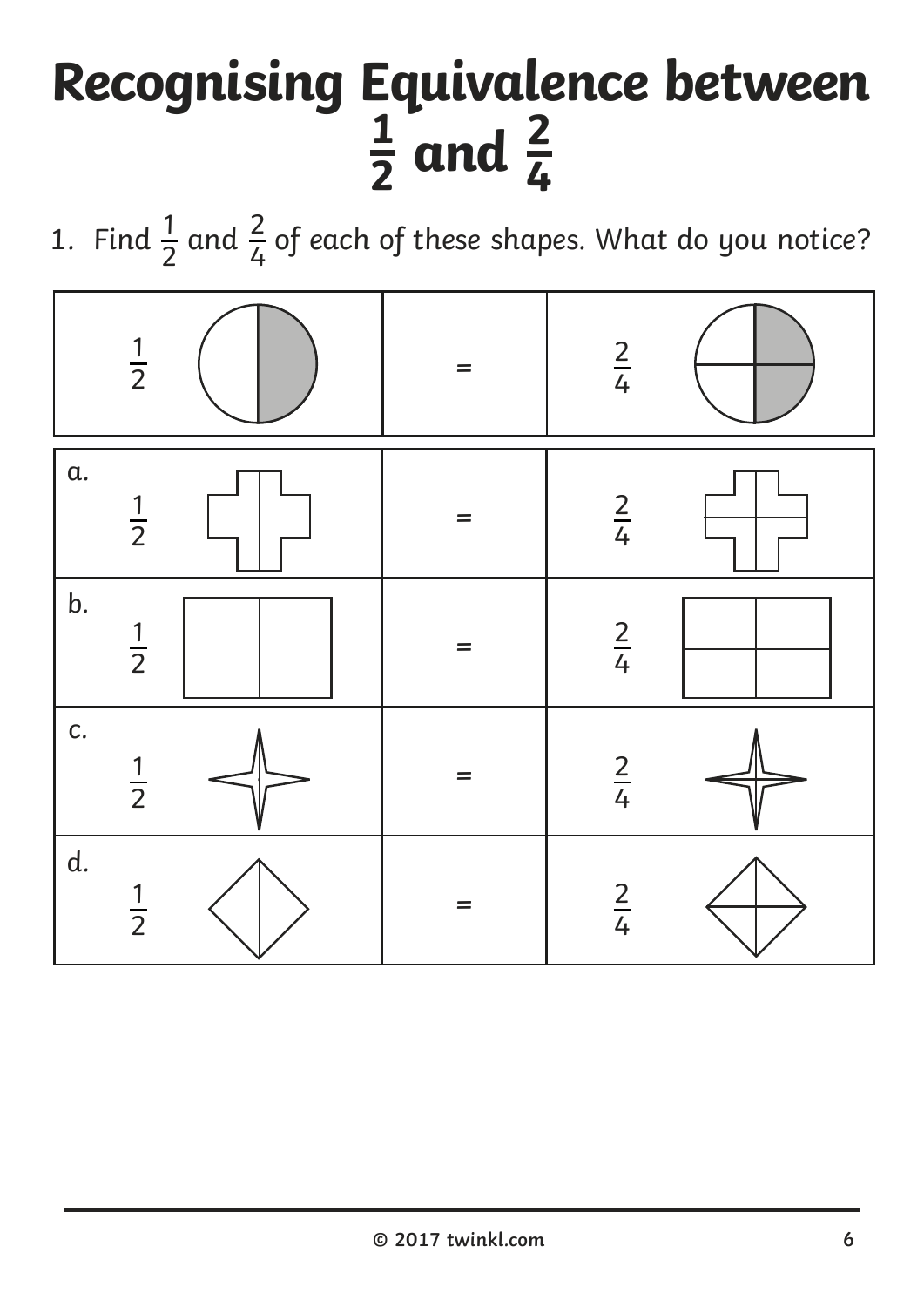# Recognising Equivalence between $\frac{1}{2}$ and $\frac{2}{4}$

1. Find $\frac{1}{2}$ and $\frac{2}{4}$ of each of these shapes. What do you notice?

| | | |
|---|---|---|
| $\frac{1}{2}$ | = | $\frac{2}{4}$ |
| a. $\frac{1}{2}$ | = | $\frac{2}{4}$ |
| b. $\frac{1}{2}$ | = | $\frac{2}{4}$ |
| c. $\frac{1}{2}$ | = | $\frac{2}{4}$ |
| d. $\frac{1}{2}$ | = | $\frac{2}{4}$ |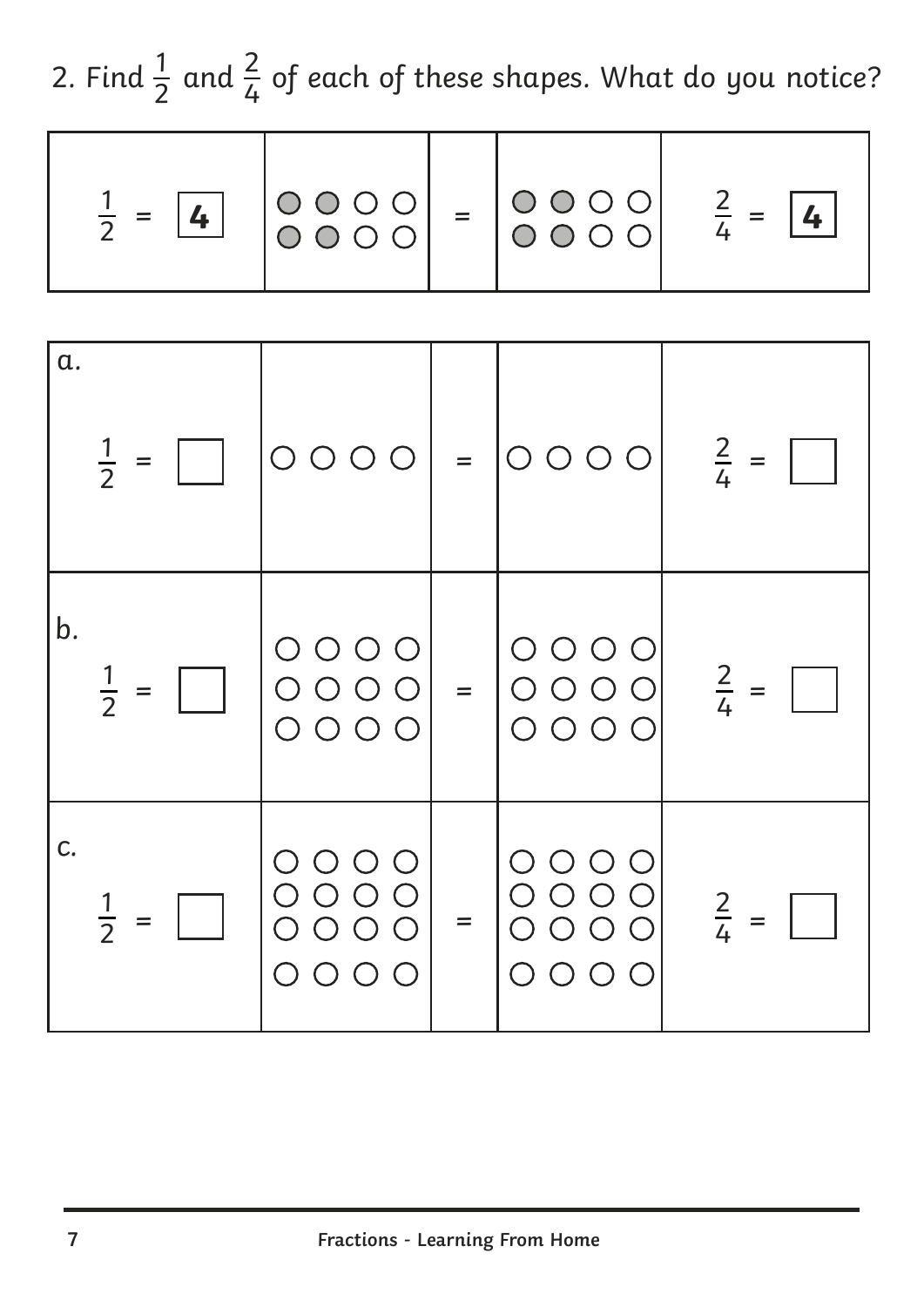2. Find $\frac{1}{2}$ and $\frac{2}{4}$ of each of these shapes. What do you notice?

| | | | | |
|---|---|---|---|---|
| $\frac{1}{2}$ = **4** | ● ● ○ ○<br>● ● ○ ○ | = | ● ● ○ ○<br>● ● ○ ○ | $\frac{2}{4}$ = **4** |

| | | | | |
|---|---|---|---|---|
| a. $\frac{1}{2}$ = ☐ | ○ ○ ○ ○ | = | ○ ○ ○ ○ | $\frac{2}{4}$ = ☐ |
| b. $\frac{1}{2}$ = ☐ | ○ ○ ○ ○<br>○ ○ ○ ○<br>○ ○ ○ ○ | = | ○ ○ ○ ○<br>○ ○ ○ ○<br>○ ○ ○ ○ | $\frac{2}{4}$ = ☐ |
| c. $\frac{1}{2}$ = ☐ | ○ ○ ○ ○<br>○ ○ ○ ○<br>○ ○ ○ ○<br>○ ○ ○ ○ | = | ○ ○ ○ ○<br>○ ○ ○ ○<br>○ ○ ○ ○<br>○ ○ ○ ○ | $\frac{2}{4}$ = ☐ |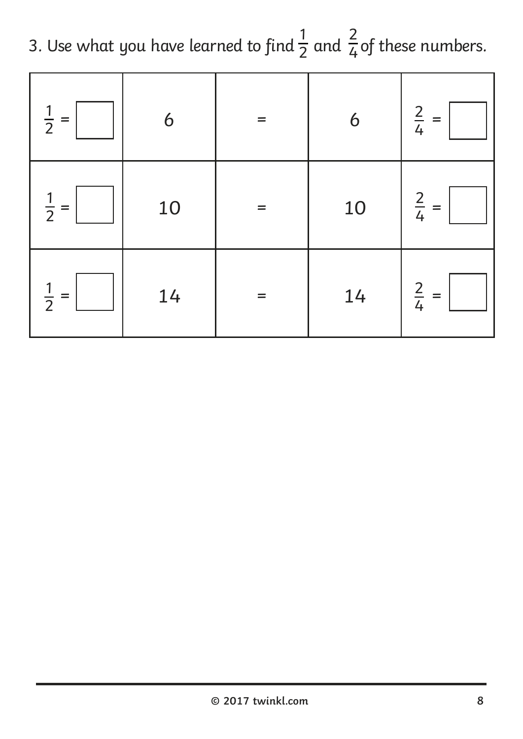3. *Use what you have learned to find $\frac{1}{2}$ and $\frac{2}{4}$ of these numbers.*

| | | | | |
|---|---|---|---|---|
| $\frac{1}{2}$ = ☐ | 6 | = | 6 | $\frac{2}{4}$ = ☐ |
| $\frac{1}{2}$ = ☐ | 10 | = | 10 | $\frac{2}{4}$ = ☐ |
| $\frac{1}{2}$ = ☐ | 14 | = | 14 | $\frac{2}{4}$ = ☐ |

© 2017 twinkl.com